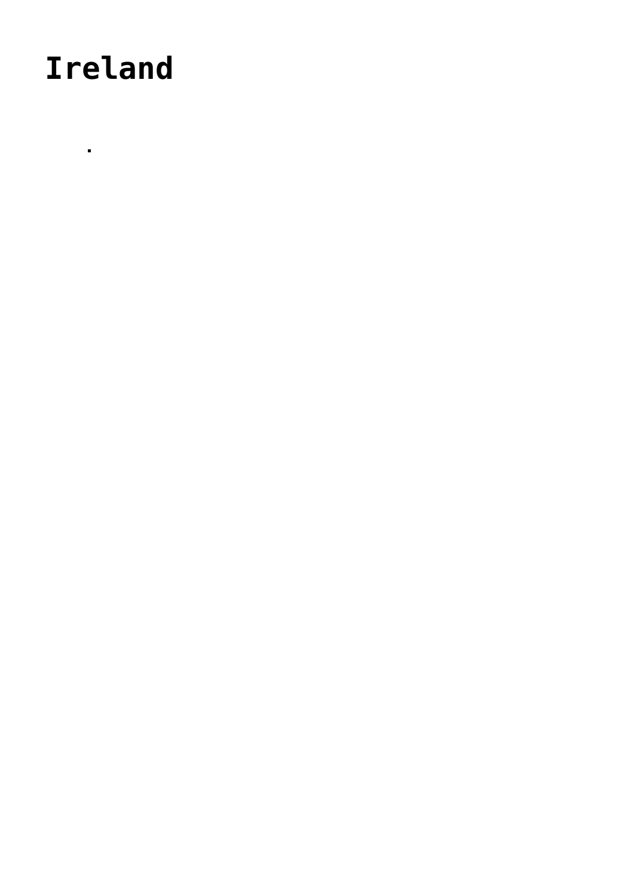# Ireland

-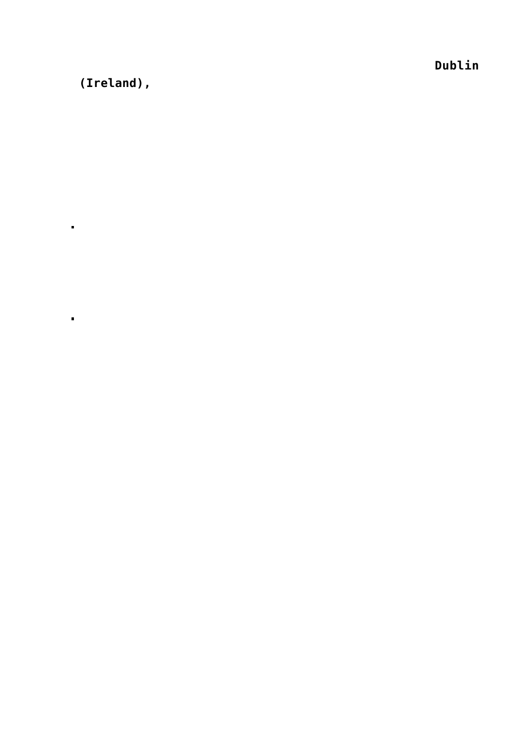**Dublin (Ireland),**

- 

-